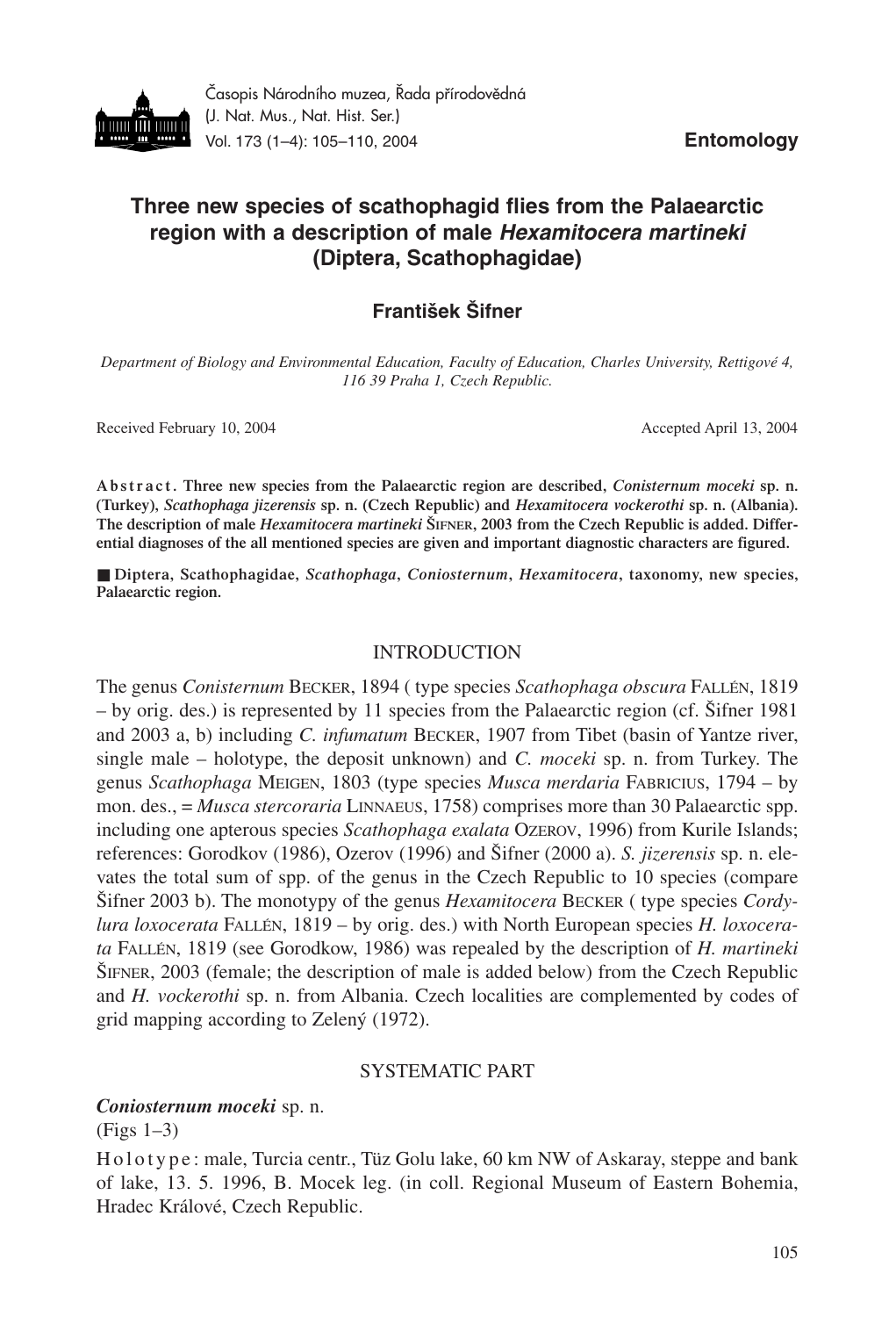Časopis Národního muzea, Řada přírodovědná
(J. Nat. Mus., Nat. Hist. Ser.)
Vol. 173 (1–4): 105–110, 2004

**Entomology**

# Three new species of scathophagid flies from the Palaearctic region with a description of male *Hexamitocera martineki* (Diptera, Scathophagidae)

**František Šifner**

*Department of Biology and Environmental Education, Faculty of Education, Charles University, Rettigové 4, 116 39 Praha 1, Czech Republic.*

Received February 10, 2004 Accepted April 13, 2004

**Abstract. Three new species from the Palaearctic region are described, *Conisternum moceki* sp. n. (Turkey), *Scathophaga jizerensis* sp. n. (Czech Republic) and *Hexamitocera vockerothi* sp. n. (Albania). The description of male *Hexamitocera martineki* ŠIFNER, 2003 from the Czech Republic is added. Differential diagnoses of the all mentioned species are given and important diagnostic characters are figured.**

■ **Diptera, Scathophagidae, *Scathophaga*, *Coniosternum*, *Hexamitocera*, taxonomy, new species, Palaearctic region.**

## INTRODUCTION

The genus *Conisternum* BECKER, 1894 ( type species *Scathophaga obscura* FALLÉN, 1819 – by orig. des.) is represented by 11 species from the Palaearctic region (cf. Šifner 1981 and 2003 a, b) including *C. infumatum* BECKER, 1907 from Tibet (basin of Yantze river, single male – holotype, the deposit unknown) and *C. moceki* sp. n. from Turkey. The genus *Scathophaga* MEIGEN, 1803 (type species *Musca merdaria* FABRICIUS, 1794 – by mon. des., = *Musca stercoraria* LINNAEUS, 1758) comprises more than 30 Palaearctic spp. including one apterous species *Scathophaga exalata* OZEROV, 1996) from Kurile Islands; references: Gorodkov (1986), Ozerov (1996) and Šifner (2000 a). *S. jizerensis* sp. n. elevates the total sum of spp. of the genus in the Czech Republic to 10 species (compare Šifner 2003 b). The monotypy of the genus *Hexamitocera* BECKER ( type species *Cordylura loxocerata* FALLÉN, 1819 – by orig. des.) with North European species *H. loxocerata* FALLÉN, 1819 (see Gorodkow, 1986) was repealed by the description of *H. martineki* ŠIFNER, 2003 (female; the description of male is added below) from the Czech Republic and *H. vockerothi* sp. n. from Albania. Czech localities are complemented by codes of grid mapping according to Zelený (1972).

## SYSTEMATIC PART

***Coniosternum moceki*** sp. n.
(Figs 1–3)

Holotype: male, Turcia centr., Tüz Golu lake, 60 km NW of Askaray, steppe and bank of lake, 13. 5. 1996, B. Mocek leg. (in coll. Regional Museum of Eastern Bohemia, Hradec Králové, Czech Republic.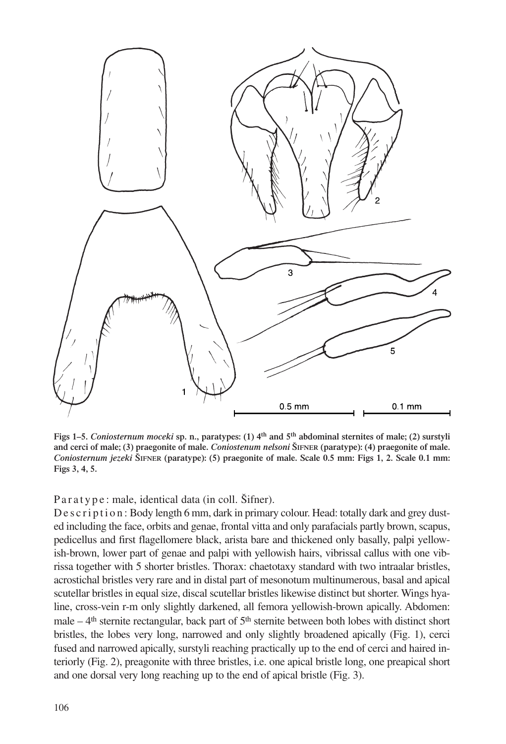1

2

3

4

5

0.5 mm

0.1 mm

**Figs 1–5.** ***Coniosternum moceki*** **sp. n., paratypes: (1) 4th and 5th abdominal sternites of male; (2) surstyli and cerci of male; (3) praegonite of male.** ***Coniostenum nelsoni*** **Šifner (paratype): (4) praegonite of male.** ***Coniosternum jezeki*** **Šifner (paratype): (5) praegonite of male. Scale 0.5 mm: Figs 1, 2. Scale 0.1 mm: Figs 3, 4, 5.**

P a r a t y p e : male, identical data (in coll. Šifner).

D e s c r i p t i o n : Body length 6 mm, dark in primary colour. Head: totally dark and grey dusted including the face, orbits and genae, frontal vitta and only parafacials partly brown, scapus, pedicellus and first flagellomere black, arista bare and thickened only basally, palpi yellowish-brown, lower part of genae and palpi with yellowish hairs, vibrissal callus with one vibrissa together with 5 shorter bristles. Thorax: chaetotaxy standard with two intraalar bristles, acrostichal bristles very rare and in distal part of mesonotum multinumerous, basal and apical scutellar bristles in equal size, discal scutellar bristles likewise distinct but shorter. Wings hyaline, cross-vein r-m only slightly darkened, all femora yellowish-brown apically. Abdomen: male – 4th sternite rectangular, back part of 5th sternite between both lobes with distinct short bristles, the lobes very long, narrowed and only slightly broadened apically (Fig. 1), cerci fused and narrowed apically, surstyli reaching practically up to the end of cerci and haired interiorly (Fig. 2), preagonite with three bristles, i.e. one apical bristle long, one preapical short and one dorsal very long reaching up to the end of apical bristle (Fig. 3).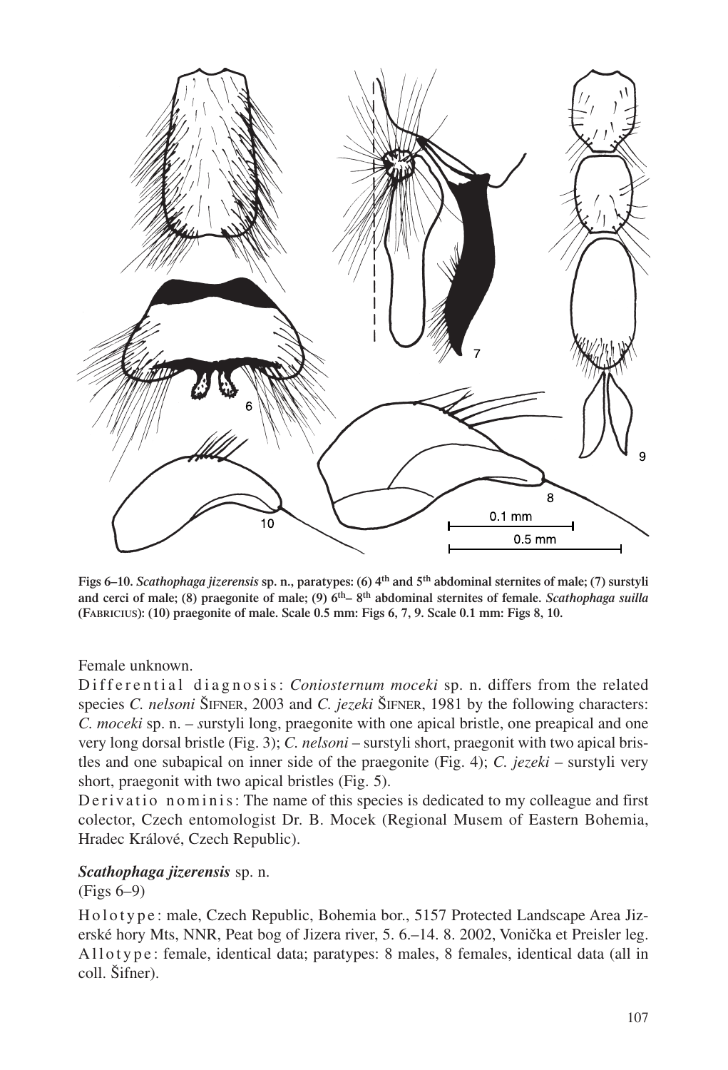6

7

9

8

10

0.1 mm

0.5 mm

**Figs 6–10.** ***Scathophaga jizerensis*** **sp. n., paratypes: (6) 4th and 5th abdominal sternites of male; (7) surstyli and cerci of male; (8) praegonite of male; (9) 6th– 8th abdominal sternites of female.** ***Scathophaga suilla*** **(FABRICIUS): (10) praegonite of male. Scale 0.5 mm: Figs 6, 7, 9. Scale 0.1 mm: Figs 8, 10.**

Female unknown.

D i f f e r e n t i a l d i a g n o s i s : *Coniosternum moceki* sp. n. differs from the related species *C. nelsoni* ŠIFNER, 2003 and *C. jezeki* ŠIFNER, 1981 by the following characters: *C. moceki* sp. n. – *s*urstyli long, praegonite with one apical bristle, one preapical and one very long dorsal bristle (Fig. 3); *C. nelsoni* – surstyli short, praegonit with two apical bristles and one subapical on inner side of the praegonite (Fig. 4); *C. jezeki* – surstyli very short, praegonit with two apical bristles (Fig. 5).

D e r i v a t i o n o m i n i s : The name of this species is dedicated to my colleague and first colector, Czech entomologist Dr. B. Mocek (Regional Musem of Eastern Bohemia, Hradec Králové, Czech Republic).

### *Scathophaga jizerensis* sp. n.

(Figs 6–9)

H o l o t y p e : male, Czech Republic, Bohemia bor., 5157 Protected Landscape Area Jizerské hory Mts, NNR, Peat bog of Jizera river, 5. 6.–14. 8. 2002, Vonička et Preisler leg. A l l o t y p e : female, identical data; paratypes: 8 males, 8 females, identical data (all in coll. Šifner).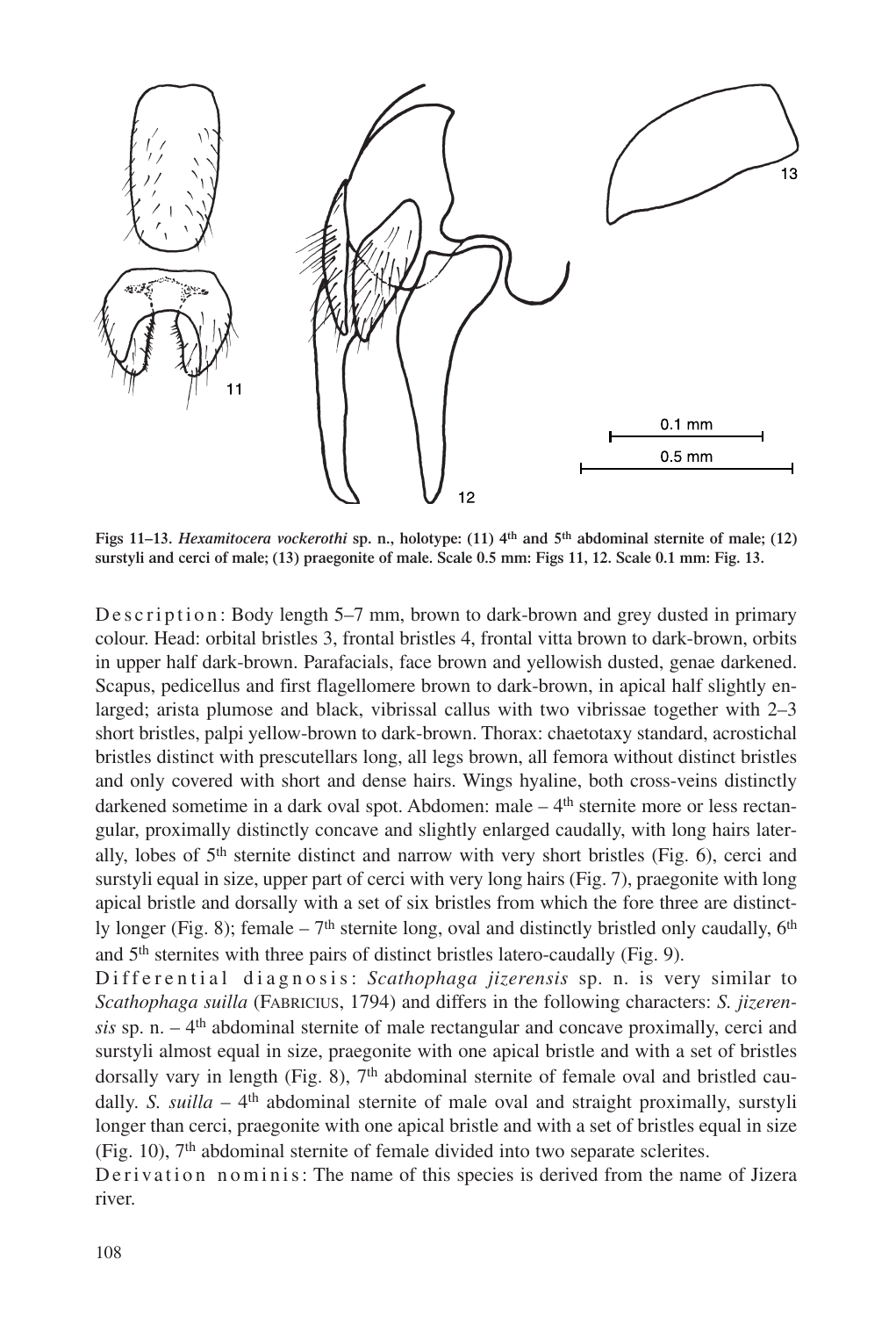11

12

13

0.1 mm

0.5 mm

**Figs 11–13.** ***Hexamitocera vockerothi*** **sp. n., holotype: (11) 4th and 5th abdominal sternite of male; (12) surstyli and cerci of male; (13) praegonite of male. Scale 0.5 mm: Figs 11, 12. Scale 0.1 mm: Fig. 13.**

Description: Body length 5–7 mm, brown to dark-brown and grey dusted in primary colour. Head: orbital bristles 3, frontal bristles 4, frontal vitta brown to dark-brown, orbits in upper half dark-brown. Parafacials, face brown and yellowish dusted, genae darkened. Scapus, pedicellus and first flagellomere brown to dark-brown, in apical half slightly enlarged; arista plumose and black, vibrissal callus with two vibrissae together with 2–3 short bristles, palpi yellow-brown to dark-brown. Thorax: chaetotaxy standard, acrostichal bristles distinct with prescutellars long, all legs brown, all femora without distinct bristles and only covered with short and dense hairs. Wings hyaline, both cross-veins distinctly darkened sometime in a dark oval spot. Abdomen: male – 4th sternite more or less rectangular, proximally distinctly concave and slightly enlarged caudally, with long hairs laterally, lobes of 5th sternite distinct and narrow with very short bristles (Fig. 6), cerci and surstyli equal in size, upper part of cerci with very long hairs (Fig. 7), praegonite with long apical bristle and dorsally with a set of six bristles from which the fore three are distinctly longer (Fig. 8); female – 7th sternite long, oval and distinctly bristled only caudally, 6th and 5th sternites with three pairs of distinct bristles latero-caudally (Fig. 9).

Differential diagnosis: *Scathophaga jizerensis* sp. n. is very similar to *Scathophaga suilla* (Fabricius, 1794) and differs in the following characters: *S. jizerensis* sp. n. – 4th abdominal sternite of male rectangular and concave proximally, cerci and surstyli almost equal in size, praegonite with one apical bristle and with a set of bristles dorsally vary in length (Fig. 8), 7th abdominal sternite of female oval and bristled caudally. *S. suilla* – 4th abdominal sternite of male oval and straight proximally, surstyli longer than cerci, praegonite with one apical bristle and with a set of bristles equal in size (Fig. 10), 7th abdominal sternite of female divided into two separate sclerites.

Derivation nominis: The name of this species is derived from the name of Jizera river.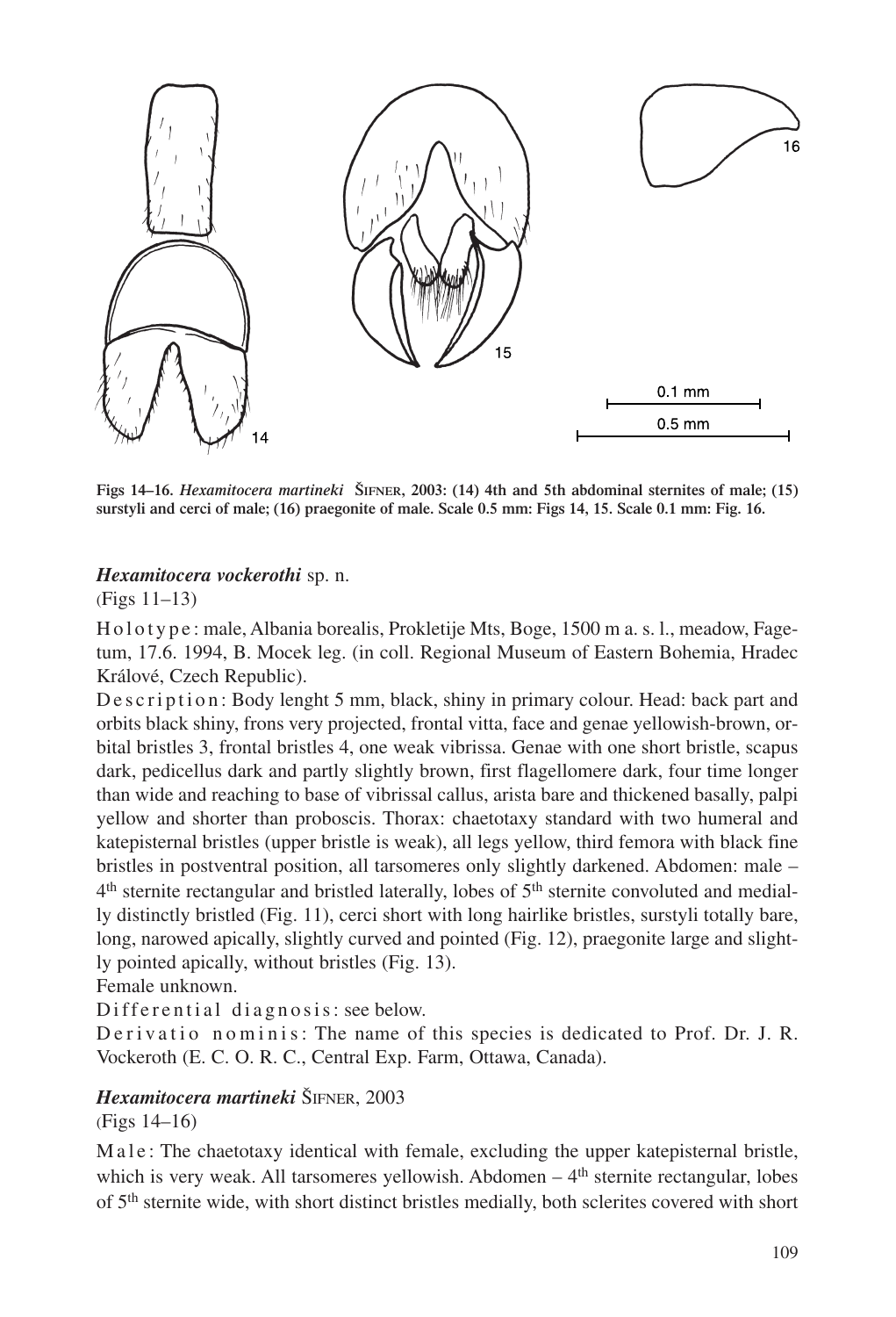14

15

16

0.1 mm

0.5 mm

**Figs 14–16.** ***Hexamitocera martineki*** **Šifner, 2003: (14) 4th and 5th abdominal sternites of male; (15) surstyli and cerci of male; (16) praegonite of male. Scale 0.5 mm: Figs 14, 15. Scale 0.1 mm: Fig. 16.**

### *Hexamitocera vockerothi* sp. n.

(Figs 11–13)

Holotype: male, Albania borealis, Prokletije Mts, Boge, 1500 m a. s. l., meadow, Fagetum, 17.6. 1994, B. Mocek leg. (in coll. Regional Museum of Eastern Bohemia, Hradec Králové, Czech Republic).

Description: Body lenght 5 mm, black, shiny in primary colour. Head: back part and orbits black shiny, frons very projected, frontal vitta, face and genae yellowish-brown, orbital bristles 3, frontal bristles 4, one weak vibrissa. Genae with one short bristle, scapus dark, pedicellus dark and partly slightly brown, first flagellomere dark, four time longer than wide and reaching to base of vibrissal callus, arista bare and thickened basally, palpi yellow and shorter than proboscis. Thorax: chaetotaxy standard with two humeral and katepisternal bristles (upper bristle is weak), all legs yellow, third femora with black fine bristles in postventral position, all tarsomeres only slightly darkened. Abdomen: male – 4th sternite rectangular and bristled laterally, lobes of 5th sternite convoluted and medially distinctly bristled (Fig. 11), cerci short with long hairlike bristles, surstyli totally bare, long, narowed apically, slightly curved and pointed (Fig. 12), praegonite large and slightly pointed apically, without bristles (Fig. 13).

Female unknown.

Differential diagnosis: see below.

Derivatio nominis: The name of this species is dedicated to Prof. Dr. J. R. Vockeroth (E. C. O. R. C., Central Exp. Farm, Ottawa, Canada).

### *Hexamitocera martineki* Šifner, 2003

(Figs 14–16)

Male: The chaetotaxy identical with female, excluding the upper katepisternal bristle, which is very weak. All tarsomeres yellowish. Abdomen – 4th sternite rectangular, lobes of 5th sternite wide, with short distinct bristles medially, both sclerites covered with short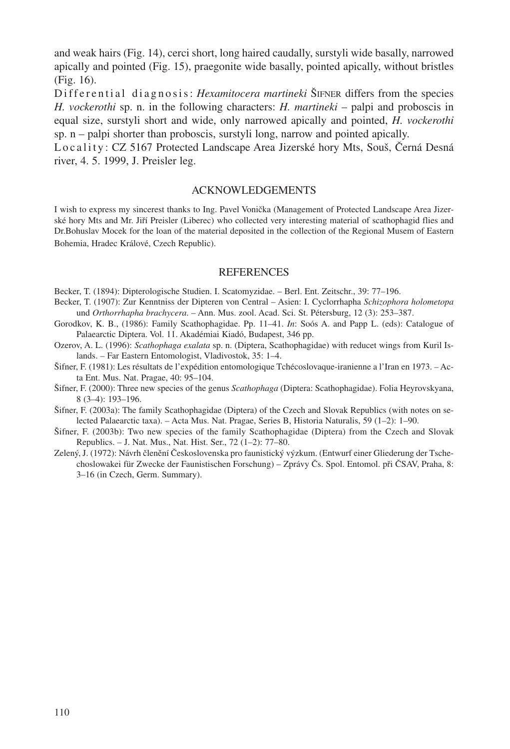and weak hairs (Fig. 14), cerci short, long haired caudally, surstyli wide basally, narrowed apically and pointed (Fig. 15), praegonite wide basally, pointed apically, without bristles (Fig. 16).

Differential diagnosis: *Hexamitocera martineki* Šifner differs from the species *H. vockerothi* sp. n. in the following characters: *H. martineki* – palpi and proboscis in equal size, surstyli short and wide, only narrowed apically and pointed, *H. vockerothi* sp. n – palpi shorter than proboscis, surstyli long, narrow and pointed apically.

Locality: CZ 5167 Protected Landscape Area Jizerské hory Mts, Souš, Černá Desná river, 4. 5. 1999, J. Preisler leg.

## ACKNOWLEDGEMENTS

I wish to express my sincerest thanks to Ing. Pavel Vonička (Management of Protected Landscape Area Jizerské hory Mts and Mr. Jiří Preisler (Liberec) who collected very interesting material of scathophagid flies and Dr.Bohuslav Mocek for the loan of the material deposited in the collection of the Regional Musem of Eastern Bohemia, Hradec Králové, Czech Republic).

## REFERENCES

Becker, T. (1894): Dipterologische Studien. I. Scatomyzidae. – Berl. Ent. Zeitschr., 39: 77–196.

Becker, T. (1907): Zur Kenntniss der Dipteren von Central – Asien: I. Cyclorrhapha *Schizophora holometopa* und *Orthorrhapha brachycera*. – Ann. Mus. zool. Acad. Sci. St. Pétersburg, 12 (3): 253–387.

Gorodkov, K. B., (1986): Family Scathophagidae. Pp. 11–41. *In*: Soós A. and Papp L. (eds): Catalogue of Palaearctic Diptera. Vol. 11. Akadémiai Kiadó, Budapest, 346 pp.

Ozerov, A. L. (1996): *Scathophaga exalata* sp. n. (Diptera, Scathophagidae) with reducet wings from Kuril Islands. – Far Eastern Entomologist, Vladivostok, 35: 1–4.

Šifner, F. (1981): Les résultats de l'expédition entomologique Tchécoslovaque-iranienne a l'Iran en 1973. – Acta Ent. Mus. Nat. Pragae, 40: 95–104.

Šifner, F. (2000): Three new species of the genus *Scathophaga* (Diptera: Scathophagidae). Folia Heyrovskyana, 8 (3–4): 193–196.

Šifner, F. (2003a): The family Scathophagidae (Diptera) of the Czech and Slovak Republics (with notes on selected Palaearctic taxa). – Acta Mus. Nat. Pragae, Series B, Historia Naturalis, 59 (1–2): 1–90.

Šifner, F. (2003b): Two new species of the family Scathophagidae (Diptera) from the Czech and Slovak Republics. – J. Nat. Mus., Nat. Hist. Ser., 72 (1–2): 77–80.

Zelený, J. (1972): Návrh členění Československa pro faunistický výzkum. (Entwurf einer Gliederung der Tschechoslowakei für Zwecke der Faunistischen Forschung) – Zprávy Čs. Spol. Entomol. při ČSAV, Praha, 8: 3–16 (in Czech, Germ. Summary).